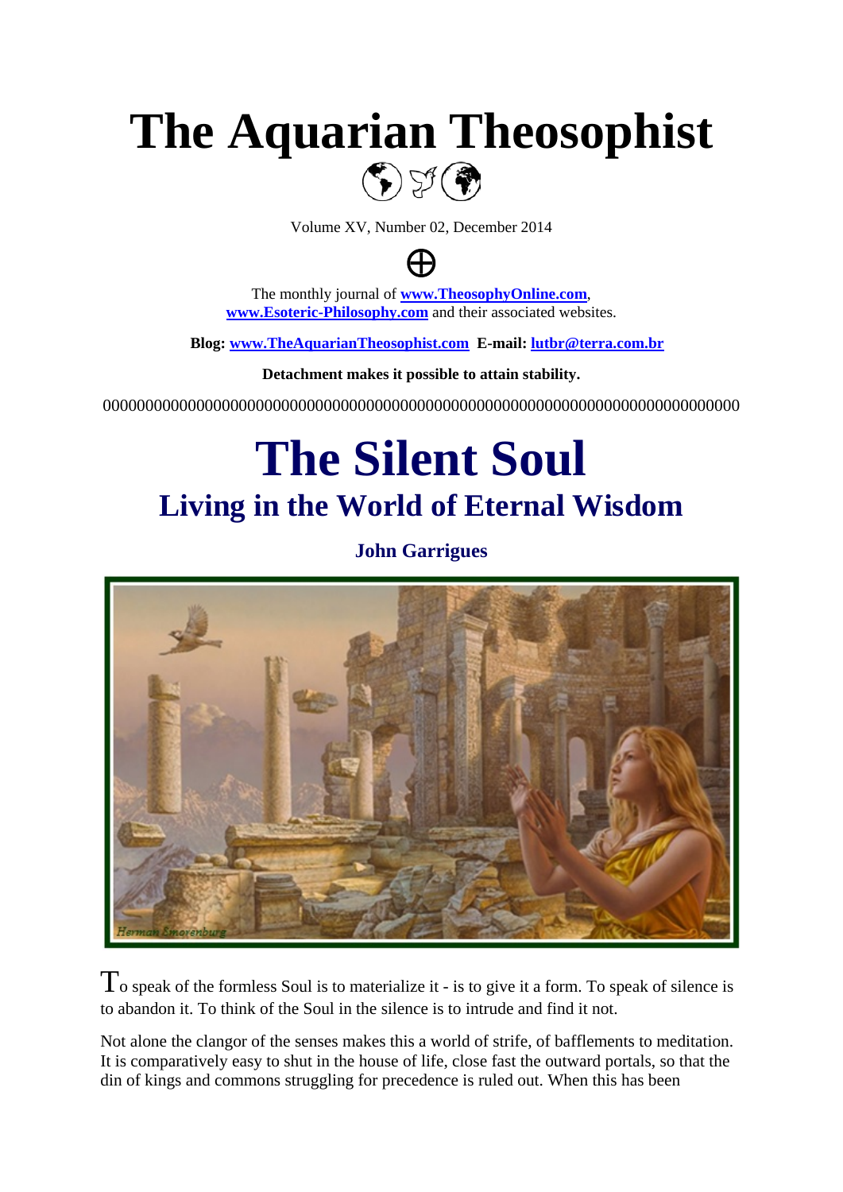# The Aquarian Theosophist

Volume XV, Number 02, December 2014

The monthly journal of **www.TheosophyOnline.com**, **www.Esoteric-Philosophy.com** and their associated websites.

**Blog: www.TheAquarianTheosophist.com E-mail: lutbr@terra.com.br**

**Detachment makes it possible to attain stability.**

000000000000000000000000000000000000000000000000000000000000000000000000

# The Silent Soul

## Living in the World of Eternal Wisdom

**John Garrigues**

To speak of the formless Soul is to materialize it - is to give it a form. To speak of silence is to abandon it. To think of the Soul in the silence is to intrude and find it not.

Not alone the clangor of the senses makes this a world of strife, of bafflements to meditation. It is comparatively easy to shut in the house of life, close fast the outward portals, so that the din of kings and commons struggling for precedence is ruled out. When this has been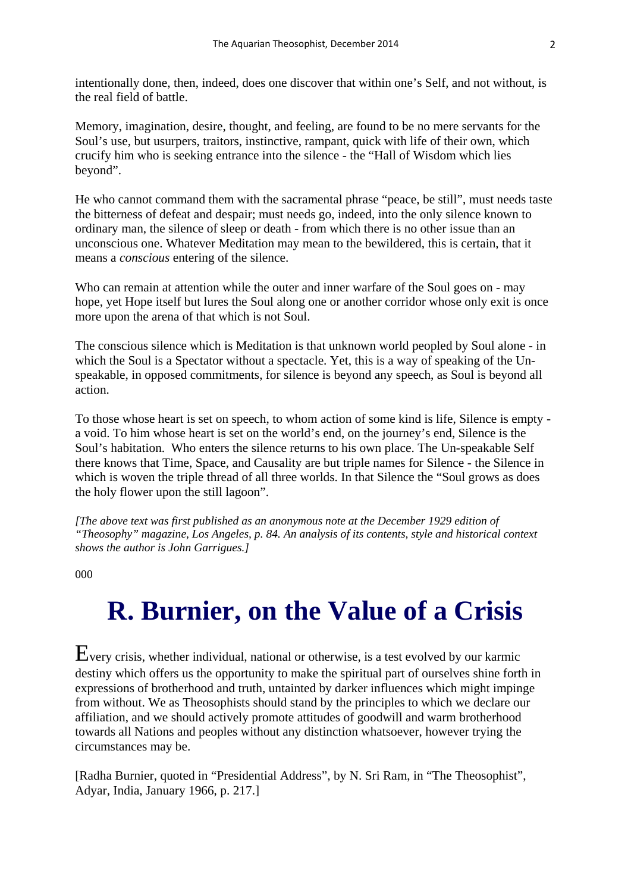intentionally done, then, indeed, does one discover that within one's Self, and not without, is the real field of battle.

Memory, imagination, desire, thought, and feeling, are found to be no mere servants for the Soul's use, but usurpers, traitors, instinctive, rampant, quick with life of their own, which crucify him who is seeking entrance into the silence - the "Hall of Wisdom which lies beyond".

He who cannot command them with the sacramental phrase "peace, be still", must needs taste the bitterness of defeat and despair; must needs go, indeed, into the only silence known to ordinary man, the silence of sleep or death - from which there is no other issue than an unconscious one. Whatever Meditation may mean to the bewildered, this is certain, that it means a *conscious* entering of the silence.

Who can remain at attention while the outer and inner warfare of the Soul goes on - may hope, yet Hope itself but lures the Soul along one or another corridor whose only exit is once more upon the arena of that which is not Soul.

The conscious silence which is Meditation is that unknown world peopled by Soul alone - in which the Soul is a Spectator without a spectacle. Yet, this is a way of speaking of the Un-speakable, in opposed commitments, for silence is beyond any speech, as Soul is beyond all action.

To those whose heart is set on speech, to whom action of some kind is life, Silence is empty - a void. To him whose heart is set on the world's end, on the journey's end, Silence is the Soul's habitation. Who enters the silence returns to his own place. The Un-speakable Self there knows that Time, Space, and Causality are but triple names for Silence - the Silence in which is woven the triple thread of all three worlds. In that Silence the "Soul grows as does the holy flower upon the still lagoon".

*[The above text was first published as an anonymous note at the December 1929 edition of "Theosophy" magazine, Los Angeles, p. 84. An analysis of its contents, style and historical context shows the author is John Garrigues.]*

000

# R. Burnier, on the Value of a Crisis

Every crisis, whether individual, national or otherwise, is a test evolved by our karmic destiny which offers us the opportunity to make the spiritual part of ourselves shine forth in expressions of brotherhood and truth, untainted by darker influences which might impinge from without. We as Theosophists should stand by the principles to which we declare our affiliation, and we should actively promote attitudes of goodwill and warm brotherhood towards all Nations and peoples without any distinction whatsoever, however trying the circumstances may be.

[Radha Burnier, quoted in "Presidential Address", by N. Sri Ram, in "The Theosophist", Adyar, India, January 1966, p. 217.]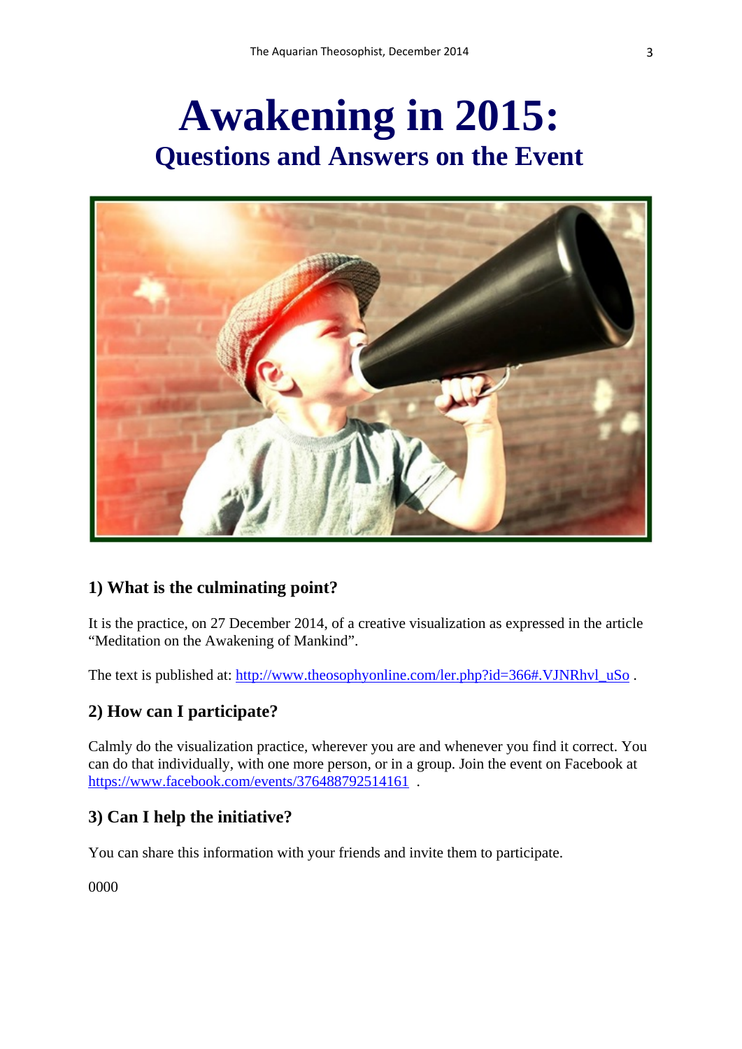# Awakening in 2015:

## Questions and Answers on the Event

### 1) What is the culminating point?

It is the practice, on 27 December 2014, of a creative visualization as expressed in the article "Meditation on the Awakening of Mankind".

The text is published at: http://www.theosophyonline.com/ler.php?id=366#.VJNRhvl_uSo .

### 2) How can I participate?

Calmly do the visualization practice, wherever you are and whenever you find it correct. You can do that individually, with one more person, or in a group. Join the event on Facebook at https://www.facebook.com/events/376488792514161 .

### 3) Can I help the initiative?

You can share this information with your friends and invite them to participate.

0000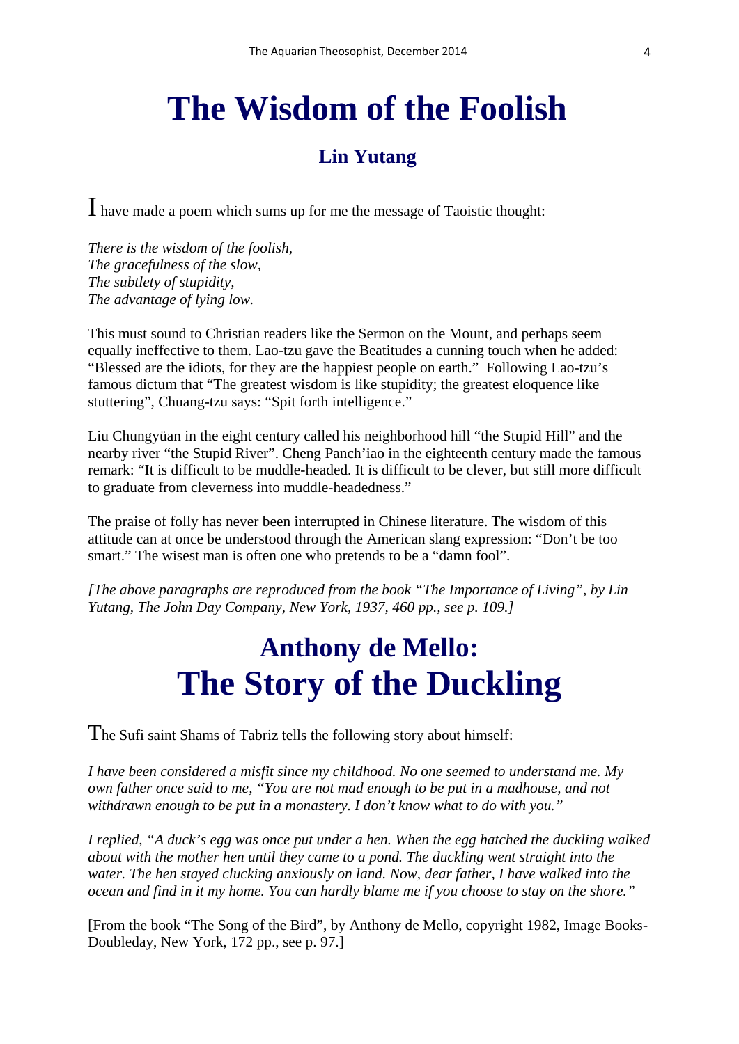# The Wisdom of the Foolish

### Lin Yutang

I have made a poem which sums up for me the message of Taoistic thought:

*There is the wisdom of the foolish,*
*The gracefulness of the slow,*
*The subtlety of stupidity,*
*The advantage of lying low.*

This must sound to Christian readers like the Sermon on the Mount, and perhaps seem equally ineffective to them. Lao-tzu gave the Beatitudes a cunning touch when he added: "Blessed are the idiots, for they are the happiest people on earth." Following Lao-tzu's famous dictum that "The greatest wisdom is like stupidity; the greatest eloquence like stuttering", Chuang-tzu says: "Spit forth intelligence."

Liu Chungyüan in the eight century called his neighborhood hill "the Stupid Hill" and the nearby river "the Stupid River". Cheng Panch'iao in the eighteenth century made the famous remark: "It is difficult to be muddle-headed. It is difficult to be clever, but still more difficult to graduate from cleverness into muddle-headedness."

The praise of folly has never been interrupted in Chinese literature. The wisdom of this attitude can at once be understood through the American slang expression: "Don't be too smart." The wisest man is often one who pretends to be a "damn fool".

*[The above paragraphs are reproduced from the book "The Importance of Living", by Lin Yutang, The John Day Company, New York, 1937, 460 pp., see p. 109.]*

# Anthony de Mello: The Story of the Duckling

The Sufi saint Shams of Tabriz tells the following story about himself:

*I have been considered a misfit since my childhood. No one seemed to understand me. My own father once said to me, "You are not mad enough to be put in a madhouse, and not withdrawn enough to be put in a monastery. I don't know what to do with you."*

*I replied, "A duck's egg was once put under a hen. When the egg hatched the duckling walked about with the mother hen until they came to a pond. The duckling went straight into the water. The hen stayed clucking anxiously on land. Now, dear father, I have walked into the ocean and find in it my home. You can hardly blame me if you choose to stay on the shore."*

[From the book "The Song of the Bird", by Anthony de Mello, copyright 1982, Image Books-Doubleday, New York, 172 pp., see p. 97.]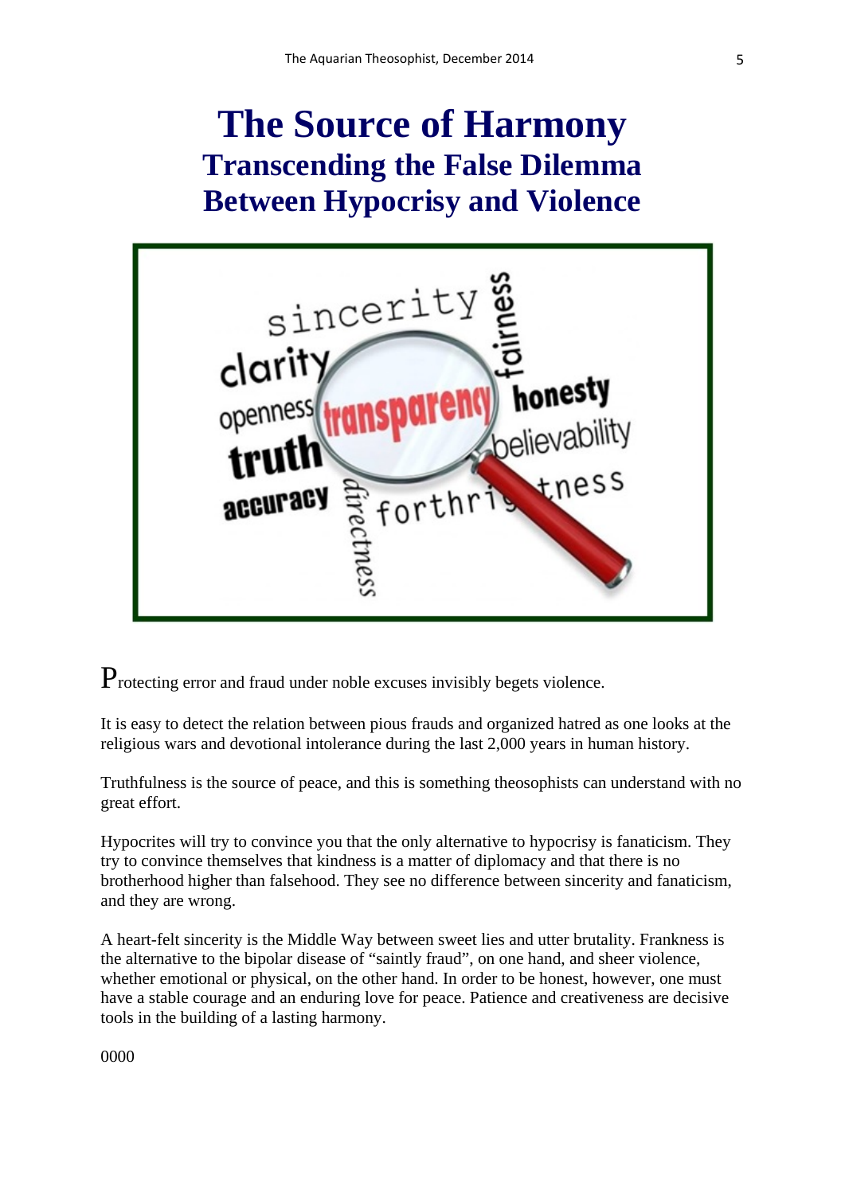# The Source of Harmony

## Transcending the False Dilemma Between Hypocrisy and Violence

Protecting error and fraud under noble excuses invisibly begets violence.

It is easy to detect the relation between pious frauds and organized hatred as one looks at the religious wars and devotional intolerance during the last 2,000 years in human history.

Truthfulness is the source of peace, and this is something theosophists can understand with no great effort.

Hypocrites will try to convince you that the only alternative to hypocrisy is fanaticism. They try to convince themselves that kindness is a matter of diplomacy and that there is no brotherhood higher than falsehood. They see no difference between sincerity and fanaticism, and they are wrong.

A heart-felt sincerity is the Middle Way between sweet lies and utter brutality. Frankness is the alternative to the bipolar disease of "saintly fraud", on one hand, and sheer violence, whether emotional or physical, on the other hand. In order to be honest, however, one must have a stable courage and an enduring love for peace. Patience and creativeness are decisive tools in the building of a lasting harmony.

0000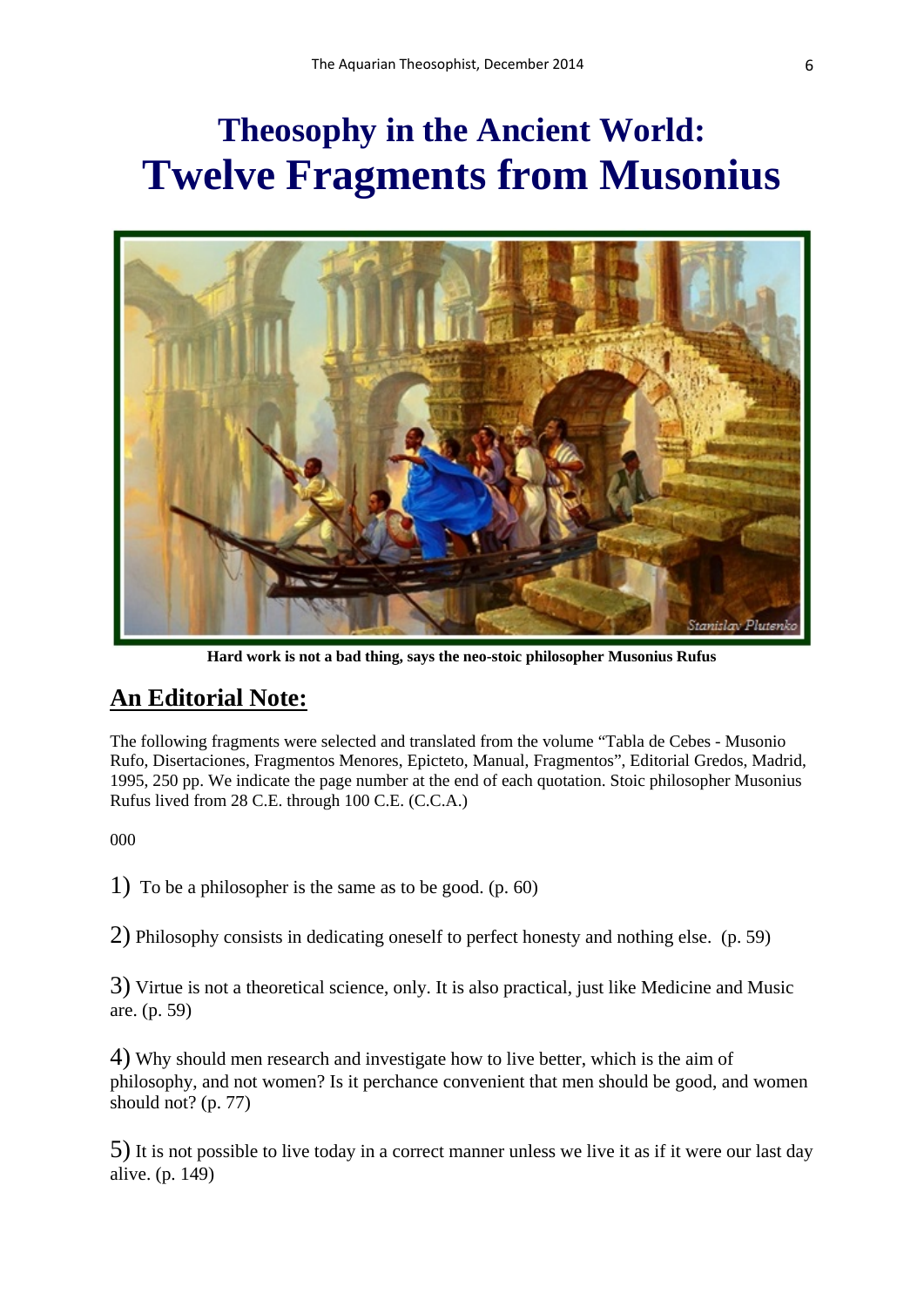# Theosophy in the Ancient World:
# Twelve Fragments from Musonius

Hard work is not a bad thing, says the neo-stoic philosopher Musonius Rufus

## An Editorial Note:

The following fragments were selected and translated from the volume "Tabla de Cebes - Musonio Rufo, Disertaciones, Fragmentos Menores, Epicteto, Manual, Fragmentos", Editorial Gredos, Madrid, 1995, 250 pp. We indicate the page number at the end of each quotation. Stoic philosopher Musonius Rufus lived from 28 C.E. through 100 C.E. (C.C.A.)

000

1) To be a philosopher is the same as to be good. (p. 60)

2) Philosophy consists in dedicating oneself to perfect honesty and nothing else. (p. 59)

3) Virtue is not a theoretical science, only. It is also practical, just like Medicine and Music are. (p. 59)

4) Why should men research and investigate how to live better, which is the aim of philosophy, and not women? Is it perchance convenient that men should be good, and women should not? (p. 77)

5) It is not possible to live today in a correct manner unless we live it as if it were our last day alive. (p. 149)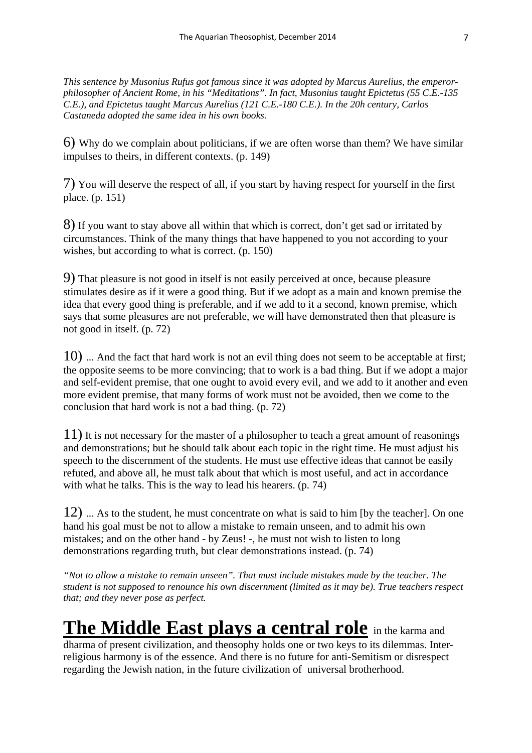*This sentence by Musonius Rufus got famous since it was adopted by Marcus Aurelius, the emperor-philosopher of Ancient Rome, in his "Meditations". In fact, Musonius taught Epictetus (55 C.E.-135 C.E.), and Epictetus taught Marcus Aurelius (121 C.E.-180 C.E.). In the 20h century, Carlos Castaneda adopted the same idea in his own books.*

6) Why do we complain about politicians, if we are often worse than them? We have similar impulses to theirs, in different contexts. (p. 149)

7) You will deserve the respect of all, if you start by having respect for yourself in the first place. (p. 151)

8) If you want to stay above all within that which is correct, don't get sad or irritated by circumstances. Think of the many things that have happened to you not according to your wishes, but according to what is correct. (p. 150)

9) That pleasure is not good in itself is not easily perceived at once, because pleasure stimulates desire as if it were a good thing. But if we adopt as a main and known premise the idea that every good thing is preferable, and if we add to it a second, known premise, which says that some pleasures are not preferable, we will have demonstrated then that pleasure is not good in itself. (p. 72)

10) ... And the fact that hard work is not an evil thing does not seem to be acceptable at first; the opposite seems to be more convincing; that to work is a bad thing. But if we adopt a major and self-evident premise, that one ought to avoid every evil, and we add to it another and even more evident premise, that many forms of work must not be avoided, then we come to the conclusion that hard work is not a bad thing. (p. 72)

11) It is not necessary for the master of a philosopher to teach a great amount of reasonings and demonstrations; but he should talk about each topic in the right time. He must adjust his speech to the discernment of the students. He must use effective ideas that cannot be easily refuted, and above all, he must talk about that which is most useful, and act in accordance with what he talks. This is the way to lead his hearers. (p. 74)

12) ... As to the student, he must concentrate on what is said to him [by the teacher]. On one hand his goal must be not to allow a mistake to remain unseen, and to admit his own mistakes; and on the other hand - by Zeus! -, he must not wish to listen to long demonstrations regarding truth, but clear demonstrations instead. (p. 74)

*"Not to allow a mistake to remain unseen". That must include mistakes made by the teacher. The student is not supposed to renounce his own discernment (limited as it may be). True teachers respect that; and they never pose as perfect.*

**The Middle East plays a central role** in the karma and dharma of present civilization, and theosophy holds one or two keys to its dilemmas. Inter-religious harmony is of the essence. And there is no future for anti-Semitism or disrespect regarding the Jewish nation, in the future civilization of universal brotherhood.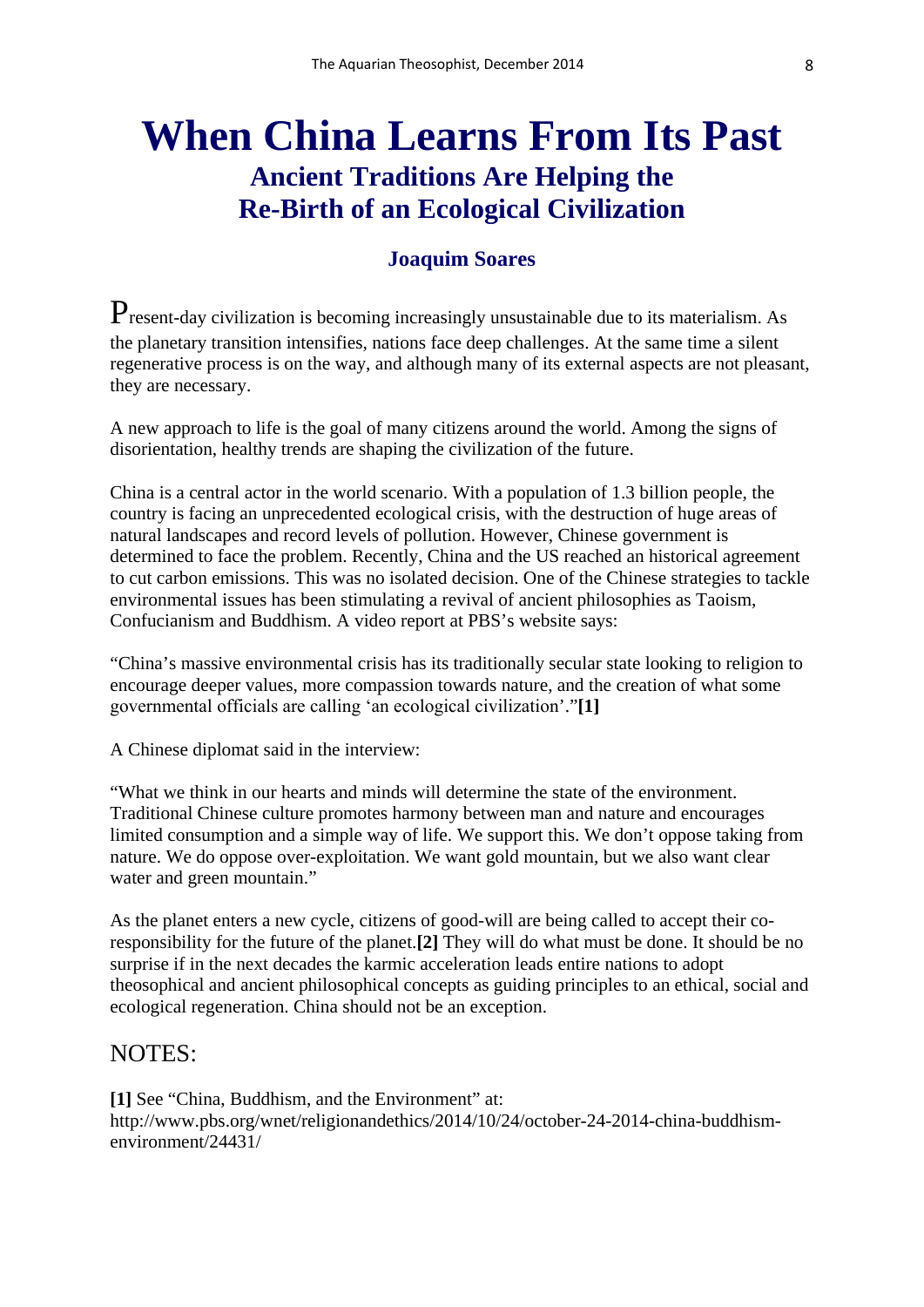# When China Learns From Its Past

## Ancient Traditions Are Helping the Re-Birth of an Ecological Civilization

### Joaquim Soares

Present-day civilization is becoming increasingly unsustainable due to its materialism. As the planetary transition intensifies, nations face deep challenges. At the same time a silent regenerative process is on the way, and although many of its external aspects are not pleasant, they are necessary.

A new approach to life is the goal of many citizens around the world. Among the signs of disorientation, healthy trends are shaping the civilization of the future.

China is a central actor in the world scenario. With a population of 1.3 billion people, the country is facing an unprecedented ecological crisis, with the destruction of huge areas of natural landscapes and record levels of pollution. However, Chinese government is determined to face the problem. Recently, China and the US reached an historical agreement to cut carbon emissions. This was no isolated decision. One of the Chinese strategies to tackle environmental issues has been stimulating a revival of ancient philosophies as Taoism, Confucianism and Buddhism. A video report at PBS's website says:

"China's massive environmental crisis has its traditionally secular state looking to religion to encourage deeper values, more compassion towards nature, and the creation of what some governmental officials are calling 'an ecological civilization'."**[1]**

A Chinese diplomat said in the interview:

"What we think in our hearts and minds will determine the state of the environment. Traditional Chinese culture promotes harmony between man and nature and encourages limited consumption and a simple way of life. We support this. We don't oppose taking from nature. We do oppose over-exploitation. We want gold mountain, but we also want clear water and green mountain."

As the planet enters a new cycle, citizens of good-will are being called to accept their co-responsibility for the future of the planet.**[2]** They will do what must be done. It should be no surprise if in the next decades the karmic acceleration leads entire nations to adopt theosophical and ancient philosophical concepts as guiding principles to an ethical, social and ecological regeneration. China should not be an exception.

## NOTES:

**[1]** See "China, Buddhism, and the Environment" at: http://www.pbs.org/wnet/religionandethics/2014/10/24/october-24-2014-china-buddhism-environment/24431/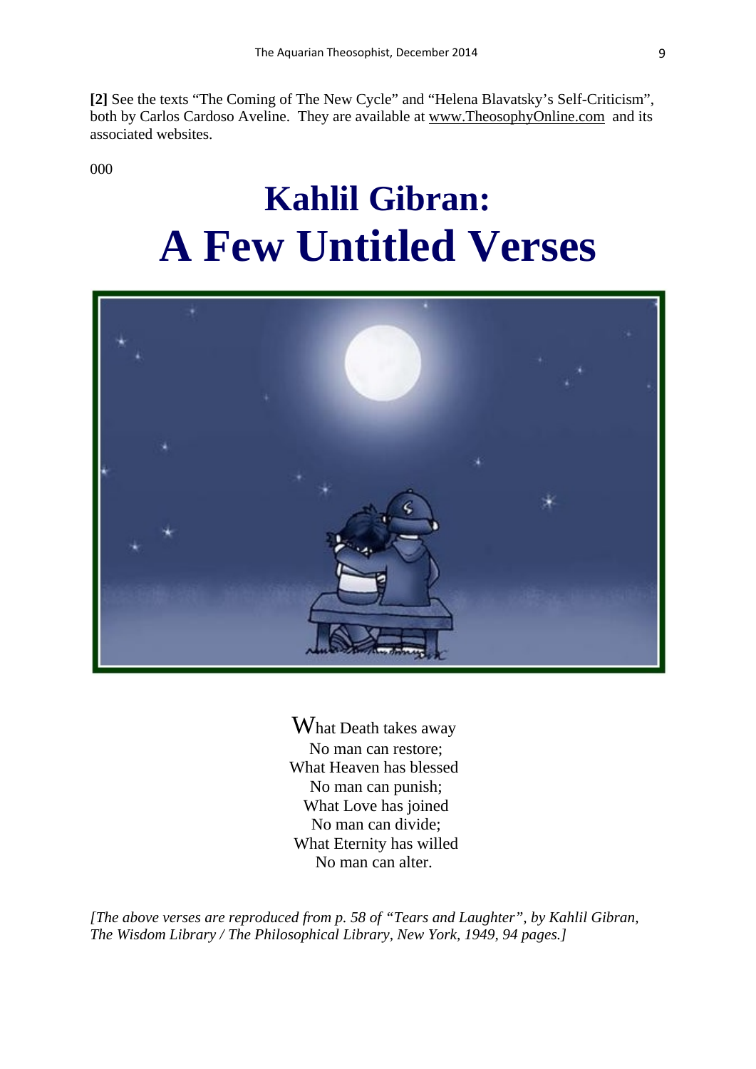**[2]** See the texts "The Coming of The New Cycle" and "Helena Blavatsky's Self-Criticism", both by Carlos Cardoso Aveline. They are available at www.TheosophyOnline.com and its associated websites.

000

# Kahlil Gibran: A Few Untitled Verses

What Death takes away  
No man can restore;  
What Heaven has blessed  
No man can punish;  
What Love has joined  
No man can divide;  
What Eternity has willed  
No man can alter.

*[The above verses are reproduced from p. 58 of "Tears and Laughter", by Kahlil Gibran, The Wisdom Library / The Philosophical Library, New York, 1949, 94 pages.]*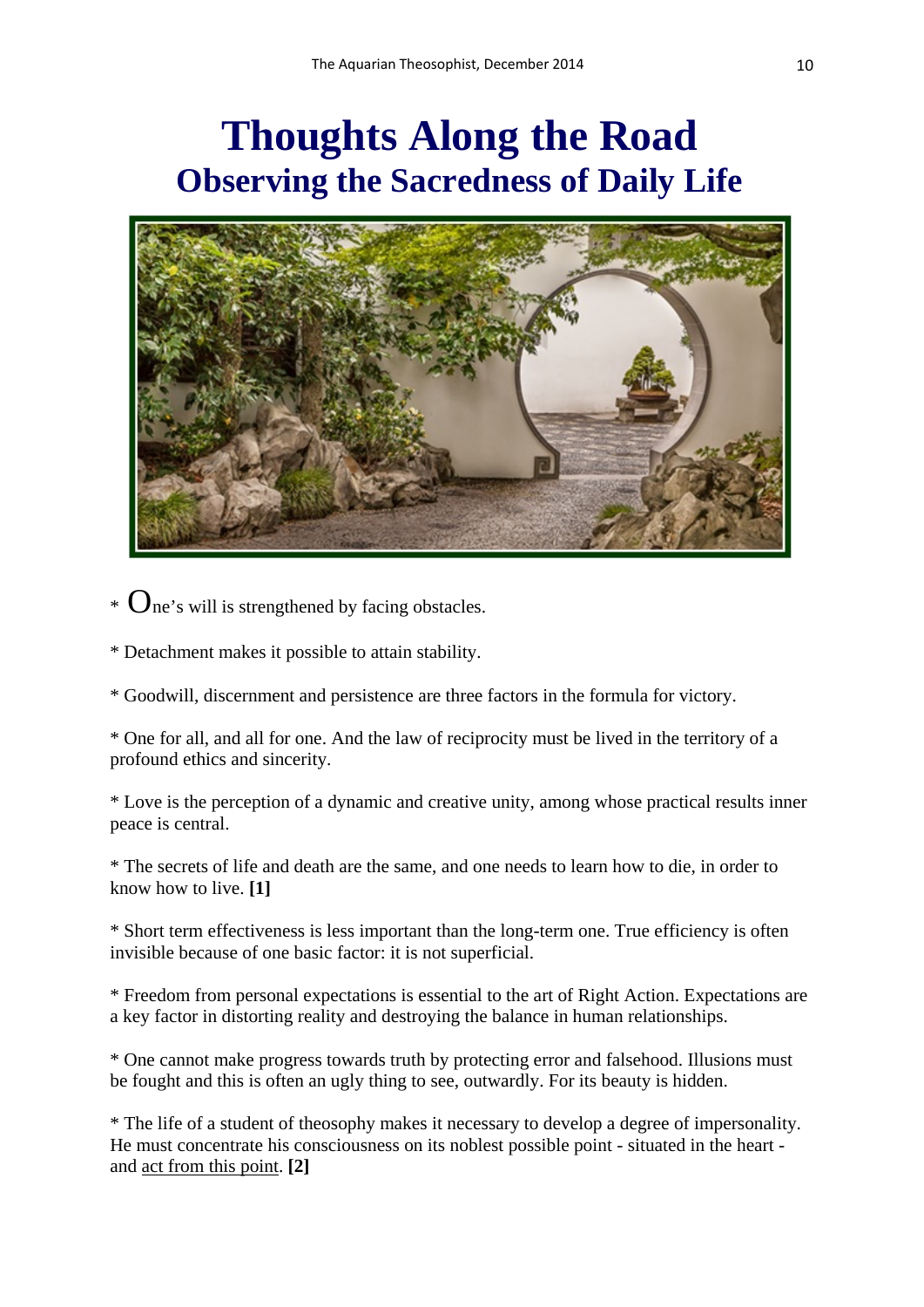# Thoughts Along the Road

## Observing the Sacredness of Daily Life

* One's will is strengthened by facing obstacles.

* Detachment makes it possible to attain stability.

* Goodwill, discernment and persistence are three factors in the formula for victory.

* One for all, and all for one. And the law of reciprocity must be lived in the territory of a profound ethics and sincerity.

* Love is the perception of a dynamic and creative unity, among whose practical results inner peace is central.

* The secrets of life and death are the same, and one needs to learn how to die, in order to know how to live. **[1]**

* Short term effectiveness is less important than the long-term one. True efficiency is often invisible because of one basic factor: it is not superficial.

* Freedom from personal expectations is essential to the art of Right Action. Expectations are a key factor in distorting reality and destroying the balance in human relationships.

* One cannot make progress towards truth by protecting error and falsehood. Illusions must be fought and this is often an ugly thing to see, outwardly. For its beauty is hidden.

* The life of a student of theosophy makes it necessary to develop a degree of impersonality. He must concentrate his consciousness on its noblest possible point - situated in the heart - and act from this point. **[2]**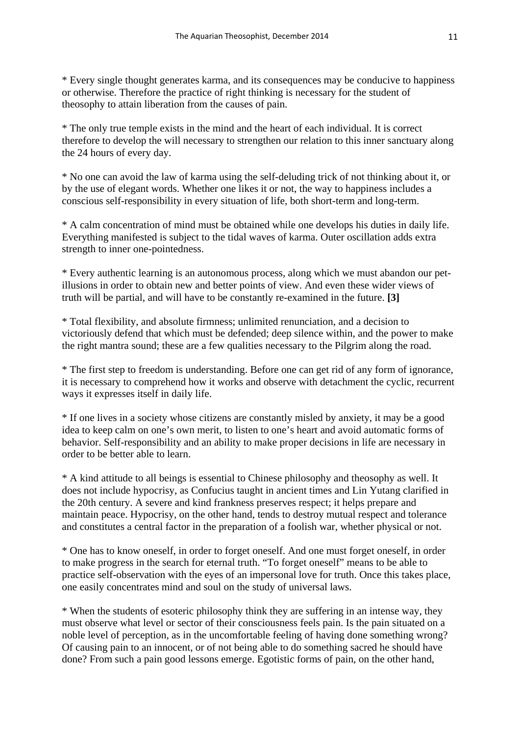* Every single thought generates karma, and its consequences may be conducive to happiness or otherwise. Therefore the practice of right thinking is necessary for the student of theosophy to attain liberation from the causes of pain.

* The only true temple exists in the mind and the heart of each individual. It is correct therefore to develop the will necessary to strengthen our relation to this inner sanctuary along the 24 hours of every day.

* No one can avoid the law of karma using the self-deluding trick of not thinking about it, or by the use of elegant words. Whether one likes it or not, the way to happiness includes a conscious self-responsibility in every situation of life, both short-term and long-term.

* A calm concentration of mind must be obtained while one develops his duties in daily life. Everything manifested is subject to the tidal waves of karma. Outer oscillation adds extra strength to inner one-pointedness.

* Every authentic learning is an autonomous process, along which we must abandon our pet-illusions in order to obtain new and better points of view. And even these wider views of truth will be partial, and will have to be constantly re-examined in the future. **[3]**

* Total flexibility, and absolute firmness; unlimited renunciation, and a decision to victoriously defend that which must be defended; deep silence within, and the power to make the right mantra sound; these are a few qualities necessary to the Pilgrim along the road.

* The first step to freedom is understanding. Before one can get rid of any form of ignorance, it is necessary to comprehend how it works and observe with detachment the cyclic, recurrent ways it expresses itself in daily life.

* If one lives in a society whose citizens are constantly misled by anxiety, it may be a good idea to keep calm on one's own merit, to listen to one's heart and avoid automatic forms of behavior. Self-responsibility and an ability to make proper decisions in life are necessary in order to be better able to learn.

* A kind attitude to all beings is essential to Chinese philosophy and theosophy as well. It does not include hypocrisy, as Confucius taught in ancient times and Lin Yutang clarified in the 20th century. A severe and kind frankness preserves respect; it helps prepare and maintain peace. Hypocrisy, on the other hand, tends to destroy mutual respect and tolerance and constitutes a central factor in the preparation of a foolish war, whether physical or not.

* One has to know oneself, in order to forget oneself. And one must forget oneself, in order to make progress in the search for eternal truth. "To forget oneself" means to be able to practice self-observation with the eyes of an impersonal love for truth. Once this takes place, one easily concentrates mind and soul on the study of universal laws.

* When the students of esoteric philosophy think they are suffering in an intense way, they must observe what level or sector of their consciousness feels pain. Is the pain situated on a noble level of perception, as in the uncomfortable feeling of having done something wrong? Of causing pain to an innocent, or of not being able to do something sacred he should have done? From such a pain good lessons emerge. Egotistic forms of pain, on the other hand,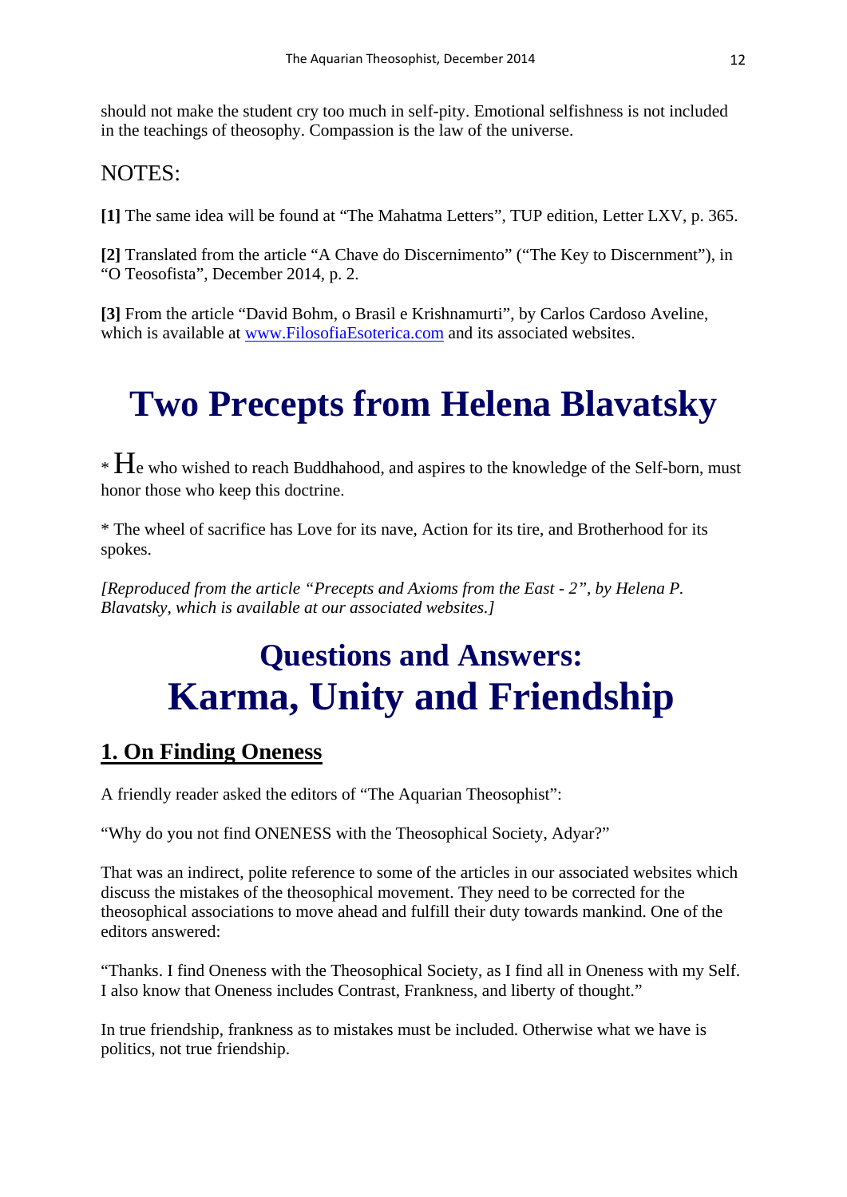should not make the student cry too much in self-pity. Emotional selfishness is not included in the teachings of theosophy. Compassion is the law of the universe.

NOTES:

**[1]** The same idea will be found at "The Mahatma Letters", TUP edition, Letter LXV, p. 365.

**[2]** Translated from the article "A Chave do Discernimento" ("The Key to Discernment"), in "O Teosofista", December 2014, p. 2.

**[3]** From the article "David Bohm, o Brasil e Krishnamurti", by Carlos Cardoso Aveline, which is available at [www.FilosofiaEsoterica.com](http://www.FilosofiaEsoterica.com) and its associated websites.

# Two Precepts from Helena Blavatsky

* He who wished to reach Buddhahood, and aspires to the knowledge of the Self-born, must honor those who keep this doctrine.

* The wheel of sacrifice has Love for its nave, Action for its tire, and Brotherhood for its spokes.

*[Reproduced from the article "Precepts and Axioms from the East - 2", by Helena P. Blavatsky, which is available at our associated websites.]*

# Questions and Answers: Karma, Unity and Friendship

## 1. On Finding Oneness

A friendly reader asked the editors of "The Aquarian Theosophist":

"Why do you not find ONENESS with the Theosophical Society, Adyar?"

That was an indirect, polite reference to some of the articles in our associated websites which discuss the mistakes of the theosophical movement. They need to be corrected for the theosophical associations to move ahead and fulfill their duty towards mankind. One of the editors answered:

"Thanks. I find Oneness with the Theosophical Society, as I find all in Oneness with my Self. I also know that Oneness includes Contrast, Frankness, and liberty of thought."

In true friendship, frankness as to mistakes must be included. Otherwise what we have is politics, not true friendship.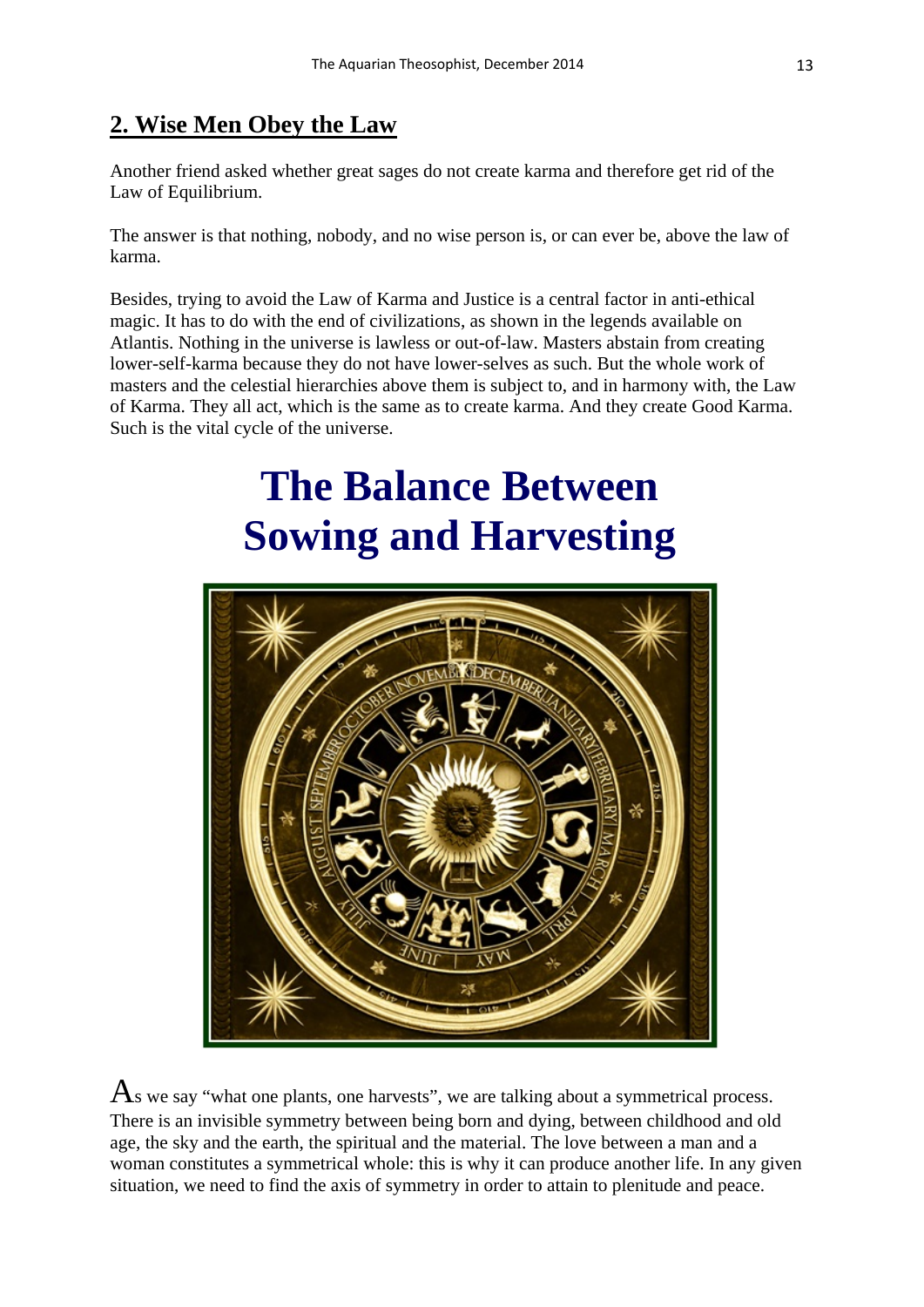## 2. Wise Men Obey the Law

Another friend asked whether great sages do not create karma and therefore get rid of the Law of Equilibrium.

The answer is that nothing, nobody, and no wise person is, or can ever be, above the law of karma.

Besides, trying to avoid the Law of Karma and Justice is a central factor in anti-ethical magic. It has to do with the end of civilizations, as shown in the legends available on Atlantis. Nothing in the universe is lawless or out-of-law. Masters abstain from creating lower-self-karma because they do not have lower-selves as such. But the whole work of masters and the celestial hierarchies above them is subject to, and in harmony with, the Law of Karma. They all act, which is the same as to create karma. And they create Good Karma. Such is the vital cycle of the universe.

# The Balance Between Sowing and Harvesting

As we say "what one plants, one harvests", we are talking about a symmetrical process. There is an invisible symmetry between being born and dying, between childhood and old age, the sky and the earth, the spiritual and the material. The love between a man and a woman constitutes a symmetrical whole: this is why it can produce another life. In any given situation, we need to find the axis of symmetry in order to attain to plenitude and peace.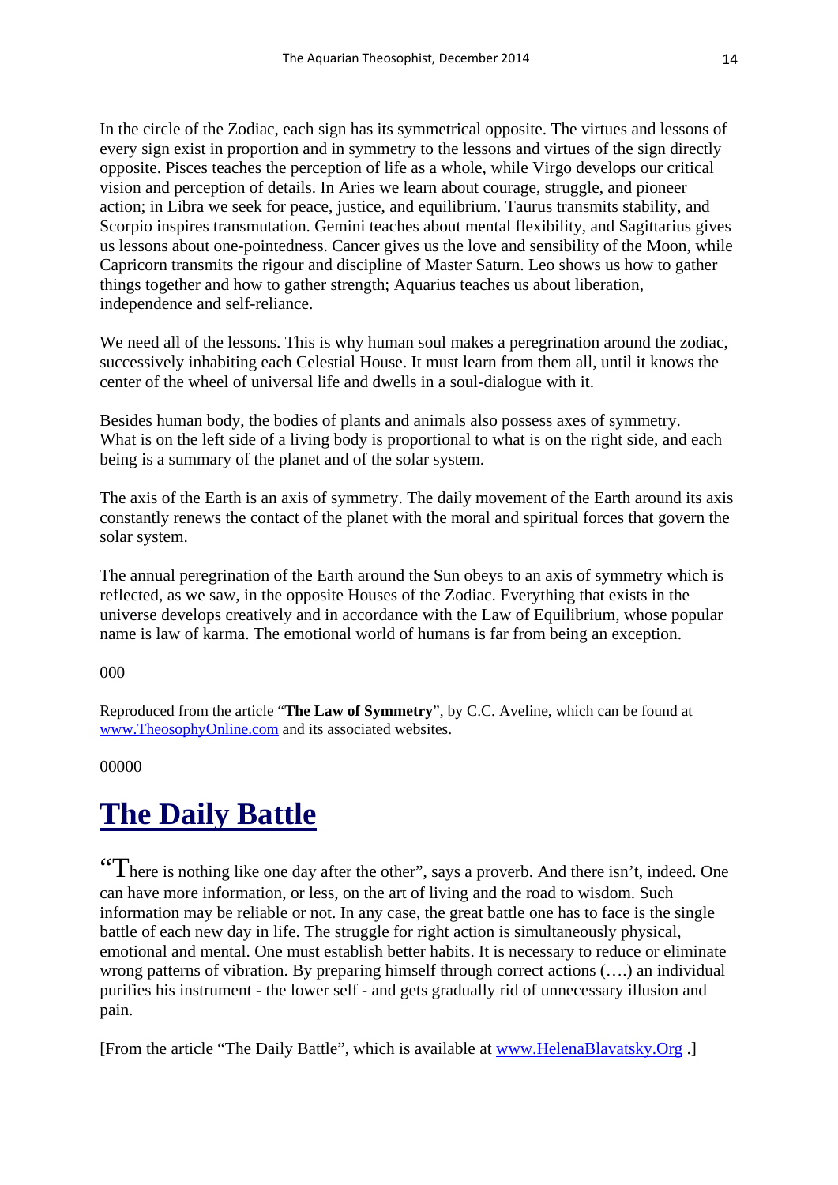In the circle of the Zodiac, each sign has its symmetrical opposite. The virtues and lessons of every sign exist in proportion and in symmetry to the lessons and virtues of the sign directly opposite. Pisces teaches the perception of life as a whole, while Virgo develops our critical vision and perception of details. In Aries we learn about courage, struggle, and pioneer action; in Libra we seek for peace, justice, and equilibrium. Taurus transmits stability, and Scorpio inspires transmutation. Gemini teaches about mental flexibility, and Sagittarius gives us lessons about one-pointedness. Cancer gives us the love and sensibility of the Moon, while Capricorn transmits the rigour and discipline of Master Saturn. Leo shows us how to gather things together and how to gather strength; Aquarius teaches us about liberation, independence and self-reliance.

We need all of the lessons. This is why human soul makes a peregrination around the zodiac, successively inhabiting each Celestial House. It must learn from them all, until it knows the center of the wheel of universal life and dwells in a soul-dialogue with it.

Besides human body, the bodies of plants and animals also possess axes of symmetry. What is on the left side of a living body is proportional to what is on the right side, and each being is a summary of the planet and of the solar system.

The axis of the Earth is an axis of symmetry. The daily movement of the Earth around its axis constantly renews the contact of the planet with the moral and spiritual forces that govern the solar system.

The annual peregrination of the Earth around the Sun obeys to an axis of symmetry which is reflected, as we saw, in the opposite Houses of the Zodiac. Everything that exists in the universe develops creatively and in accordance with the Law of Equilibrium, whose popular name is law of karma. The emotional world of humans is far from being an exception.

000

Reproduced from the article "**The Law of Symmetry**", by C.C. Aveline, which can be found at [www.TheosophyOnline.com](http://www.TheosophyOnline.com) and its associated websites.

00000

# [The Daily Battle]()

"There is nothing like one day after the other", says a proverb. And there isn't, indeed. One can have more information, or less, on the art of living and the road to wisdom. Such information may be reliable or not. In any case, the great battle one has to face is the single battle of each new day in life. The struggle for right action is simultaneously physical, emotional and mental. One must establish better habits. It is necessary to reduce or eliminate wrong patterns of vibration. By preparing himself through correct actions (….) an individual purifies his instrument - the lower self - and gets gradually rid of unnecessary illusion and pain.

[From the article "The Daily Battle", which is available at [www.HelenaBlavatsky.Org](http://www.HelenaBlavatsky.Org) .]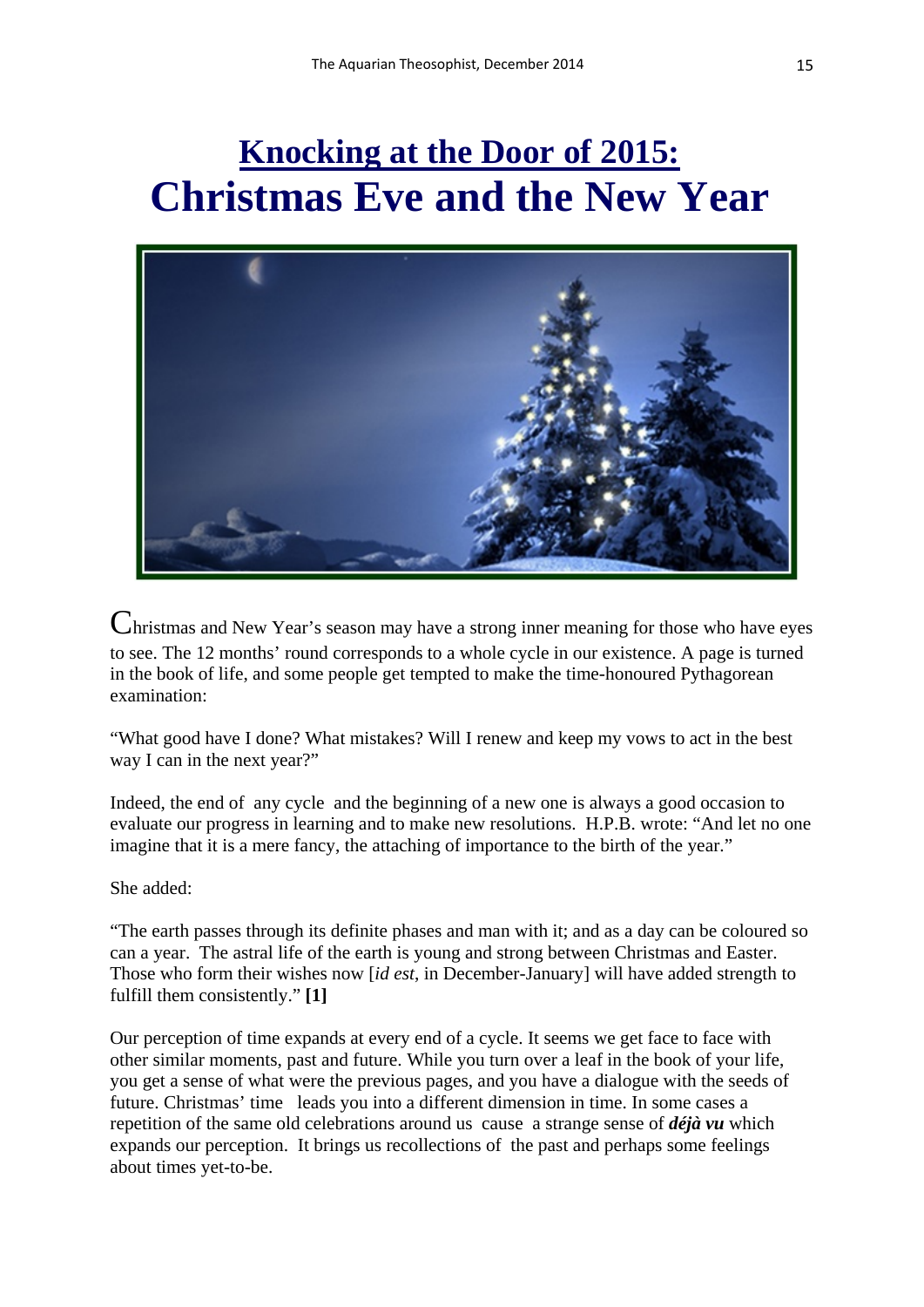# Knocking at the Door of 2015:
# Christmas Eve and the New Year

Christmas and New Year's season may have a strong inner meaning for those who have eyes to see. The 12 months' round corresponds to a whole cycle in our existence. A page is turned in the book of life, and some people get tempted to make the time-honoured Pythagorean examination:

"What good have I done? What mistakes? Will I renew and keep my vows to act in the best way I can in the next year?"

Indeed, the end of any cycle and the beginning of a new one is always a good occasion to evaluate our progress in learning and to make new resolutions. H.P.B. wrote: "And let no one imagine that it is a mere fancy, the attaching of importance to the birth of the year."

She added:

"The earth passes through its definite phases and man with it; and as a day can be coloured so can a year. The astral life of the earth is young and strong between Christmas and Easter. Those who form their wishes now [*id est*, in December-January] will have added strength to fulfill them consistently." **[1]**

Our perception of time expands at every end of a cycle. It seems we get face to face with other similar moments, past and future. While you turn over a leaf in the book of your life, you get a sense of what were the previous pages, and you have a dialogue with the seeds of future. Christmas' time leads you into a different dimension in time. In some cases a repetition of the same old celebrations around us cause a strange sense of ***déjà vu*** which expands our perception. It brings us recollections of the past and perhaps some feelings about times yet-to-be.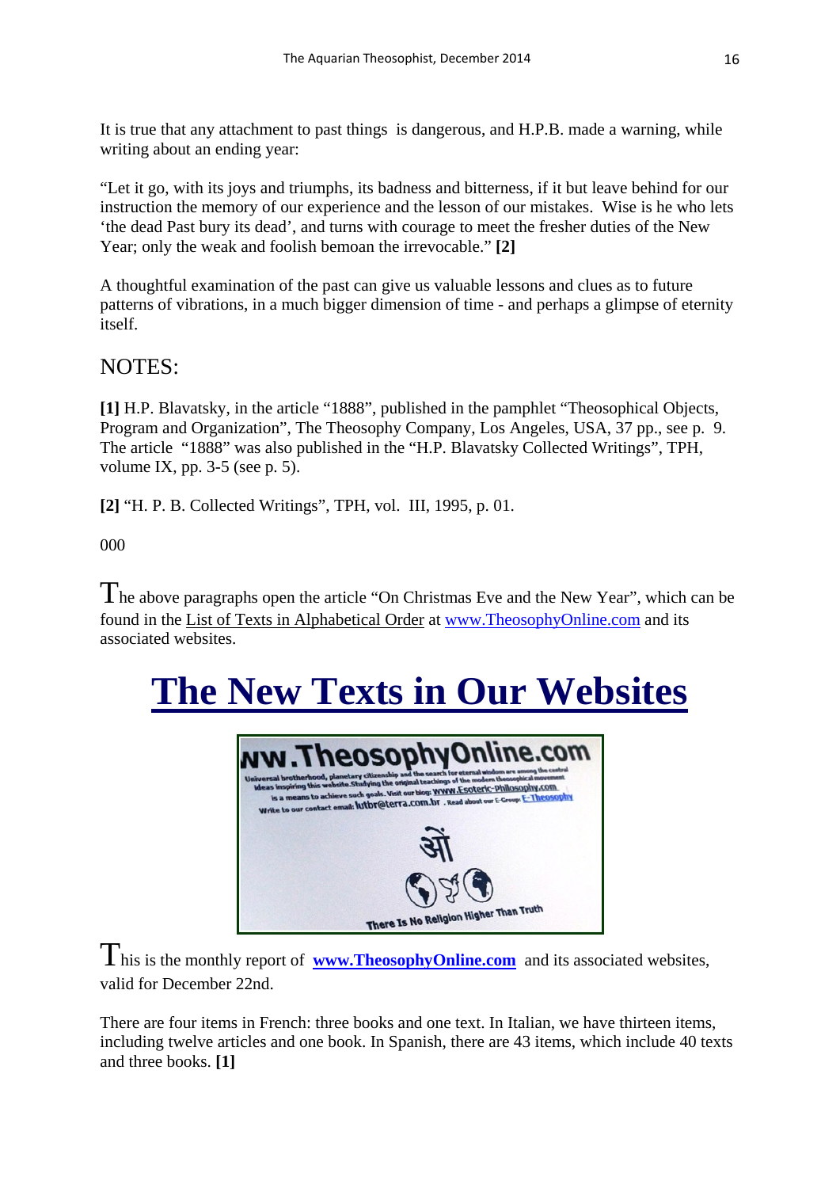It is true that any attachment to past things is dangerous, and H.P.B. made a warning, while writing about an ending year:

"Let it go, with its joys and triumphs, its badness and bitterness, if it but leave behind for our instruction the memory of our experience and the lesson of our mistakes. Wise is he who lets 'the dead Past bury its dead', and turns with courage to meet the fresher duties of the New Year; only the weak and foolish bemoan the irrevocable." **[2]**

A thoughtful examination of the past can give us valuable lessons and clues as to future patterns of vibrations, in a much bigger dimension of time - and perhaps a glimpse of eternity itself.

NOTES:

**[1]** H.P. Blavatsky, in the article "1888", published in the pamphlet "Theosophical Objects, Program and Organization", The Theosophy Company, Los Angeles, USA, 37 pp., see p. 9. The article "1888" was also published in the "H.P. Blavatsky Collected Writings", TPH, volume IX, pp. 3-5 (see p. 5).

**[2]** "H. P. B. Collected Writings", TPH, vol. III, 1995, p. 01.

000

The above paragraphs open the article "On Christmas Eve and the New Year", which can be found in the List of Texts in Alphabetical Order at www.TheosophyOnline.com and its associated websites.

# The New Texts in Our Websites

This is the monthly report of **www.TheosophyOnline.com** and its associated websites, valid for December 22nd.

There are four items in French: three books and one text. In Italian, we have thirteen items, including twelve articles and one book. In Spanish, there are 43 items, which include 40 texts and three books. **[1]**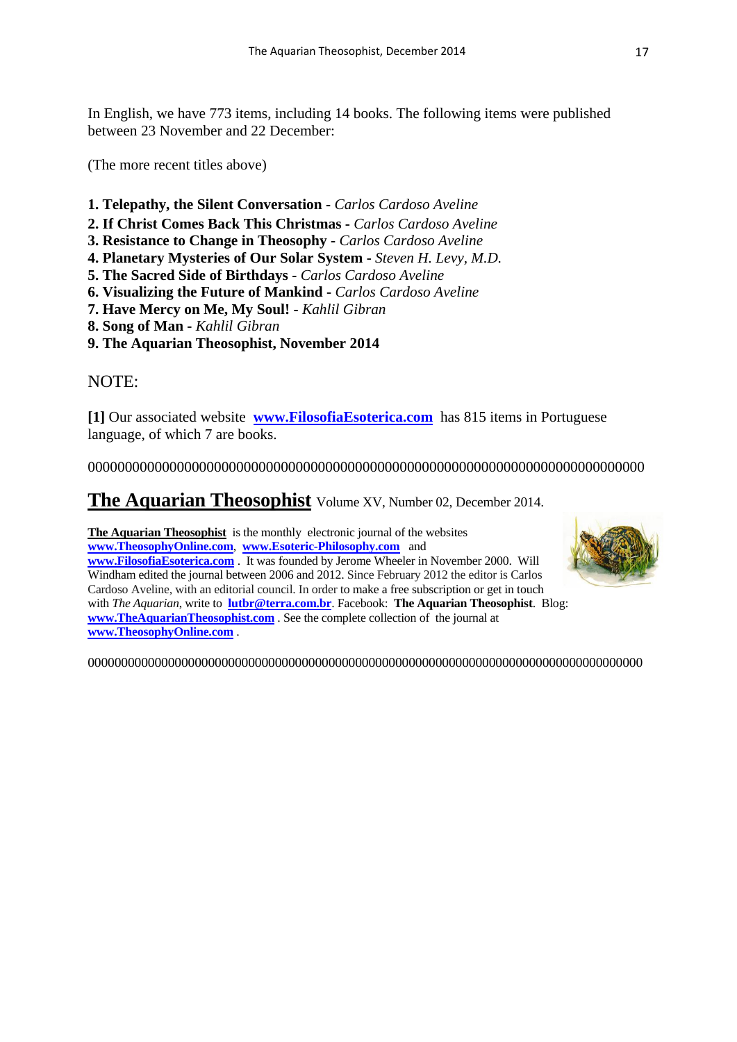In English, we have 773 items, including 14 books. The following items were published between 23 November and 22 December:

(The more recent titles above)

**1. Telepathy, the Silent Conversation** - *Carlos Cardoso Aveline*
**2. If Christ Comes Back This Christmas** - *Carlos Cardoso Aveline*
**3. Resistance to Change in Theosophy** - *Carlos Cardoso Aveline*
**4. Planetary Mysteries of Our Solar System** - *Steven H. Levy, M.D.*
**5. The Sacred Side of Birthdays** - *Carlos Cardoso Aveline*
**6. Visualizing the Future of Mankind** - *Carlos Cardoso Aveline*
**7. Have Mercy on Me, My Soul!** - *Kahlil Gibran*
**8. Song of Man** - *Kahlil Gibran*
**9. The Aquarian Theosophist, November 2014**

NOTE:

**[1]** Our associated website **www.FilosofiaEsoterica.com** has 815 items in Portuguese language, of which 7 are books.

000000000000000000000000000000000000000000000000000000000000000000000000000

## The Aquarian Theosophist Volume XV, Number 02, December 2014.

**The Aquarian Theosophist** is the monthly electronic journal of the websites **www.TheosophyOnline.com**, **www.Esoteric-Philosophy.com** and **www.FilosofiaEsoterica.com** . It was founded by Jerome Wheeler in November 2000. Will Windham edited the journal between 2006 and 2012. Since February 2012 the editor is Carlos Cardoso Aveline, with an editorial council. In order to make a free subscription or get in touch with *The Aquarian*, write to **lutbr@terra.com.br**. Facebook: **The Aquarian Theosophist**. Blog: **www.TheAquarianTheosophist.com** . See the complete collection of the journal at **www.TheosophyOnline.com** .

000000000000000000000000000000000000000000000000000000000000000000000000000